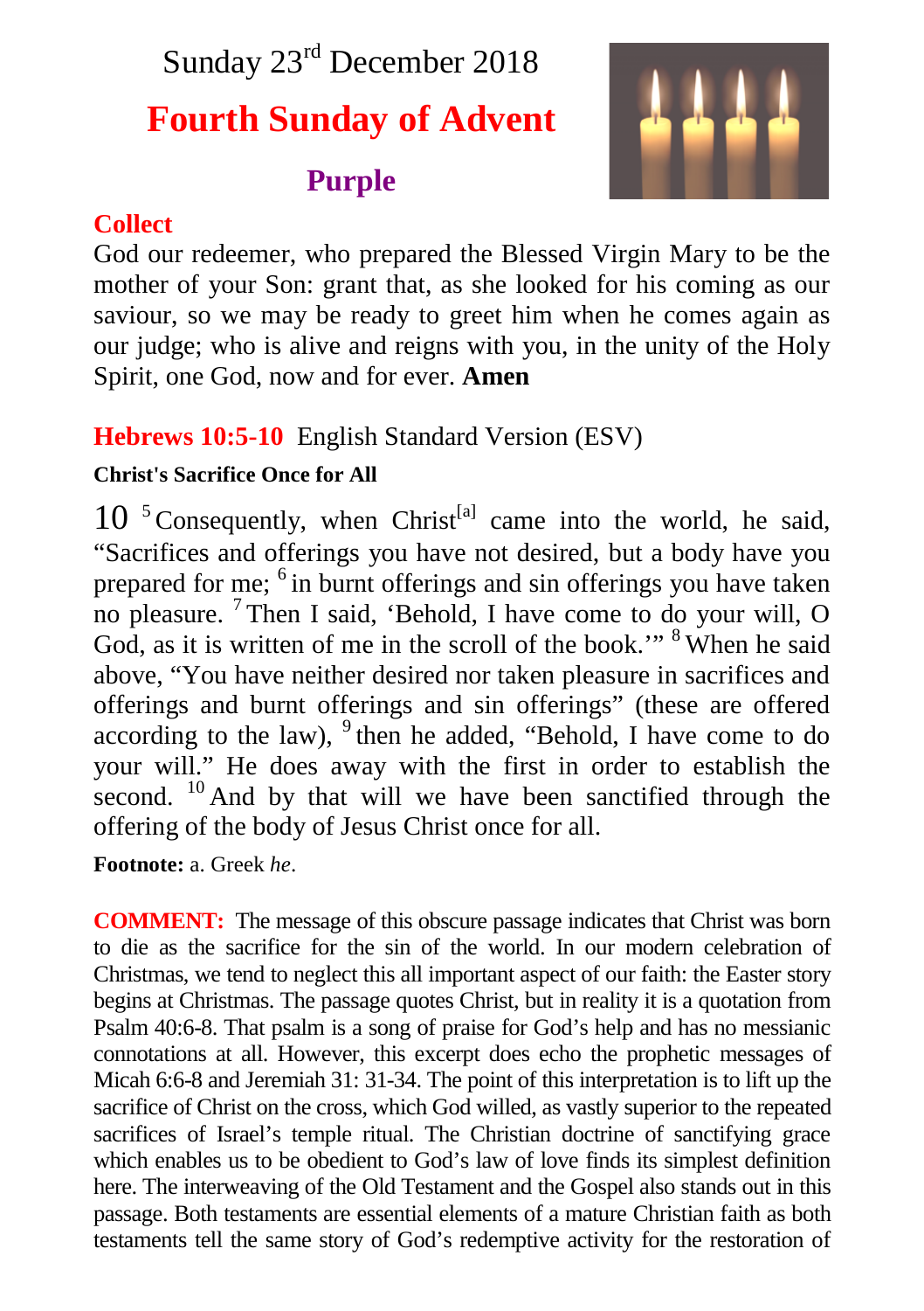Sunday 23rd December 2018

# Fourth Sunday of Advent

**Purple**

## Collect

God our redeemer, who prepared the Blessed Virgin Mary to be the mother of your Son: grant that, as she looked for his coming as our saviour, so we may be ready to greet him when he comes again as our judge; who is alive and reigns with you, in the unity of the Holy Spirit, one God, now and for ever. **Amen**

## Hebrews 10:5-10 English Standard Version (ESV)

**Christ's Sacrifice Once for All**

10 [5] Consequently, when Christ[a] came into the world, he said, “Sacrifices and offerings you have not desired, but a body have you prepared for me; [6] in burnt offerings and sin offerings you have taken no pleasure. [7] Then I said, ‘Behold, I have come to do your will, O God, as it is written of me in the scroll of the book.’” [8] When he said above, “You have neither desired nor taken pleasure in sacrifices and offerings and burnt offerings and sin offerings” (these are offered according to the law), [9] then he added, “Behold, I have come to do your will.” He does away with the first in order to establish the second. [10] And by that will we have been sanctified through the offering of the body of Jesus Christ once for all.

**Footnote:** a. Greek *he*.

**COMMENT:** The message of this obscure passage indicates that Christ was born to die as the sacrifice for the sin of the world. In our modern celebration of Christmas, we tend to neglect this all important aspect of our faith: the Easter story begins at Christmas. The passage quotes Christ, but in reality it is a quotation from Psalm 40:6-8. That psalm is a song of praise for God’s help and has no messianic connotations at all. However, this excerpt does echo the prophetic messages of Micah 6:6-8 and Jeremiah 31: 31-34. The point of this interpretation is to lift up the sacrifice of Christ on the cross, which God willed, as vastly superior to the repeated sacrifices of Israel’s temple ritual. The Christian doctrine of sanctifying grace which enables us to be obedient to God’s law of love finds its simplest definition here. The interweaving of the Old Testament and the Gospel also stands out in this passage. Both testaments are essential elements of a mature Christian faith as both testaments tell the same story of God’s redemptive activity for the restoration of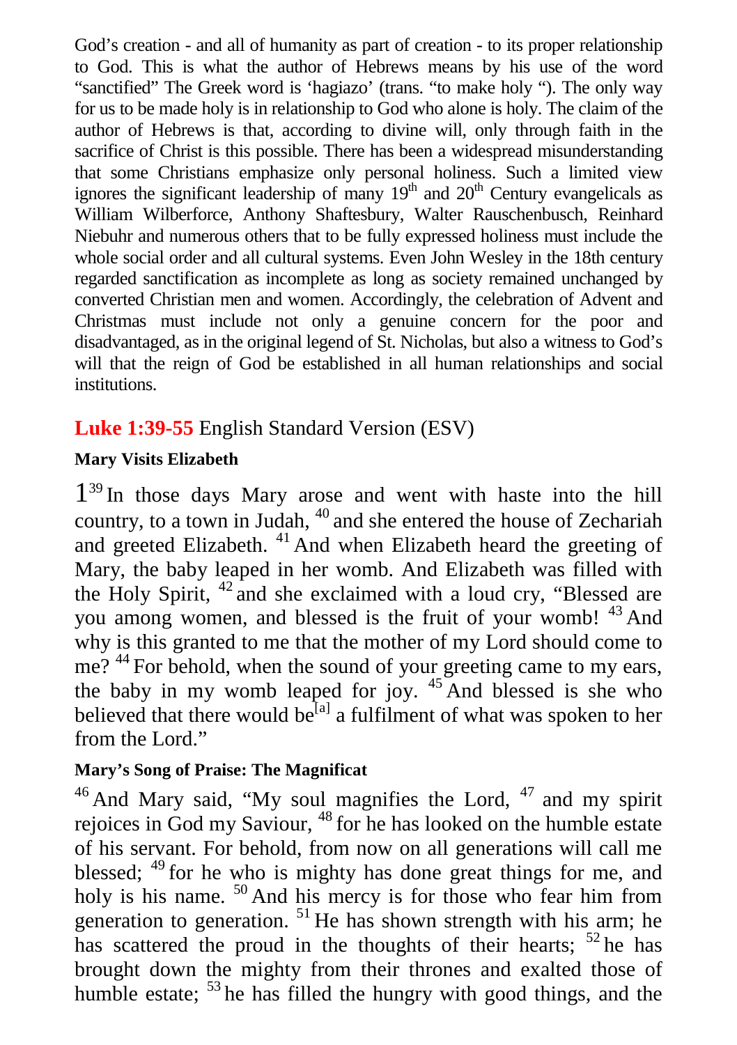God's creation - and all of humanity as part of creation - to its proper relationship to God. This is what the author of Hebrews means by his use of the word "sanctified" The Greek word is 'hagiazo' (trans. "to make holy "). The only way for us to be made holy is in relationship to God who alone is holy. The claim of the author of Hebrews is that, according to divine will, only through faith in the sacrifice of Christ is this possible. There has been a widespread misunderstanding that some Christians emphasize only personal holiness. Such a limited view ignores the significant leadership of many 19th and 20th Century evangelicals as William Wilberforce, Anthony Shaftesbury, Walter Rauschenbusch, Reinhard Niebuhr and numerous others that to be fully expressed holiness must include the whole social order and all cultural systems. Even John Wesley in the 18th century regarded sanctification as incomplete as long as society remained unchanged by converted Christian men and women. Accordingly, the celebration of Advent and Christmas must include not only a genuine concern for the poor and disadvantaged, as in the original legend of St. Nicholas, but also a witness to God's will that the reign of God be established in all human relationships and social institutions.

## **Luke 1:39-55** English Standard Version (ESV)

### Mary Visits Elizabeth

1 [39] In those days Mary arose and went with haste into the hill country, to a town in Judah, [40] and she entered the house of Zechariah and greeted Elizabeth. [41] And when Elizabeth heard the greeting of Mary, the baby leaped in her womb. And Elizabeth was filled with the Holy Spirit, [42] and she exclaimed with a loud cry, "Blessed are you among women, and blessed is the fruit of your womb! [43] And why is this granted to me that the mother of my Lord should come to me? [44] For behold, when the sound of your greeting came to my ears, the baby in my womb leaped for joy. [45] And blessed is she who believed that there would be[a] a fulfilment of what was spoken to her from the Lord."

### Mary's Song of Praise: The Magnificat

[46] And Mary said, "My soul magnifies the Lord, [47] and my spirit rejoices in God my Saviour, [48] for he has looked on the humble estate of his servant. For behold, from now on all generations will call me blessed; [49] for he who is mighty has done great things for me, and holy is his name. [50] And his mercy is for those who fear him from generation to generation. [51] He has shown strength with his arm; he has scattered the proud in the thoughts of their hearts; [52] he has brought down the mighty from their thrones and exalted those of humble estate; [53] he has filled the hungry with good things, and the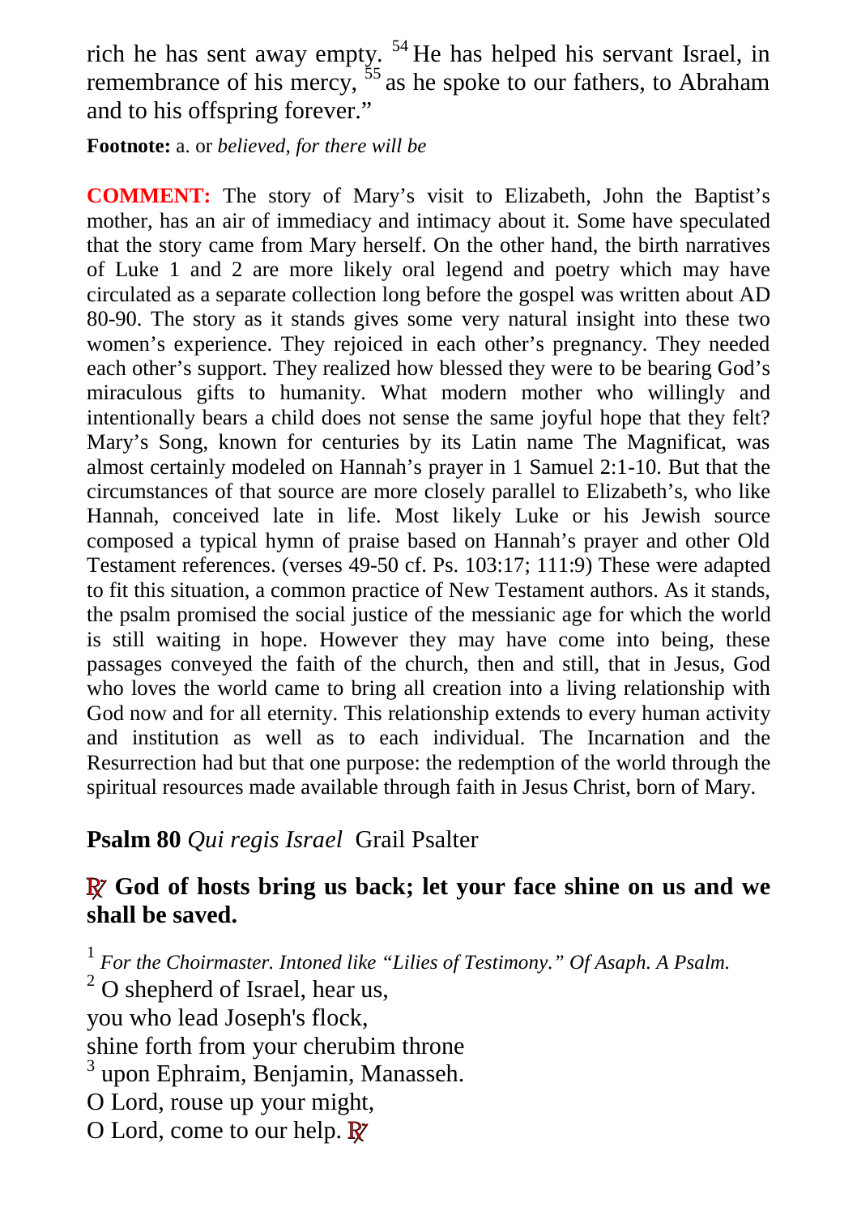rich he has sent away empty. [54] He has helped his servant Israel, in remembrance of his mercy, [55] as he spoke to our fathers, to Abraham and to his offspring forever."

**Footnote:** a. or *believed, for there will be*

**COMMENT:** The story of Mary's visit to Elizabeth, John the Baptist's mother, has an air of immediacy and intimacy about it. Some have speculated that the story came from Mary herself. On the other hand, the birth narratives of Luke 1 and 2 are more likely oral legend and poetry which may have circulated as a separate collection long before the gospel was written about AD 80-90. The story as it stands gives some very natural insight into these two women's experience. They rejoiced in each other's pregnancy. They needed each other's support. They realized how blessed they were to be bearing God's miraculous gifts to humanity. What modern mother who willingly and intentionally bears a child does not sense the same joyful hope that they felt? Mary's Song, known for centuries by its Latin name The Magnificat, was almost certainly modeled on Hannah's prayer in 1 Samuel 2:1-10. But that the circumstances of that source are more closely parallel to Elizabeth's, who like Hannah, conceived late in life. Most likely Luke or his Jewish source composed a typical hymn of praise based on Hannah's prayer and other Old Testament references. (verses 49-50 cf. Ps. 103:17; 111:9) These were adapted to fit this situation, a common practice of New Testament authors. As it stands, the psalm promised the social justice of the messianic age for which the world is still waiting in hope. However they may have come into being, these passages conveyed the faith of the church, then and still, that in Jesus, God who loves the world came to bring all creation into a living relationship with God now and for all eternity. This relationship extends to every human activity and institution as well as to each individual. The Incarnation and the Resurrection had but that one purpose: the redemption of the world through the spiritual resources made available through faith in Jesus Christ, born of Mary.

## **Psalm 80** *Qui regis Israel* Grail Psalter

**℟ God of hosts bring us back; let your face shine on us and we shall be saved.**

[1] *For the Choirmaster. Intoned like "Lilies of Testimony." Of Asaph. A Psalm.*
[2] O shepherd of Israel, hear us,
you who lead Joseph's flock,
shine forth from your cherubim throne
[3] upon Ephraim, Benjamin, Manasseh.
O Lord, rouse up your might,
O Lord, come to our help. ℟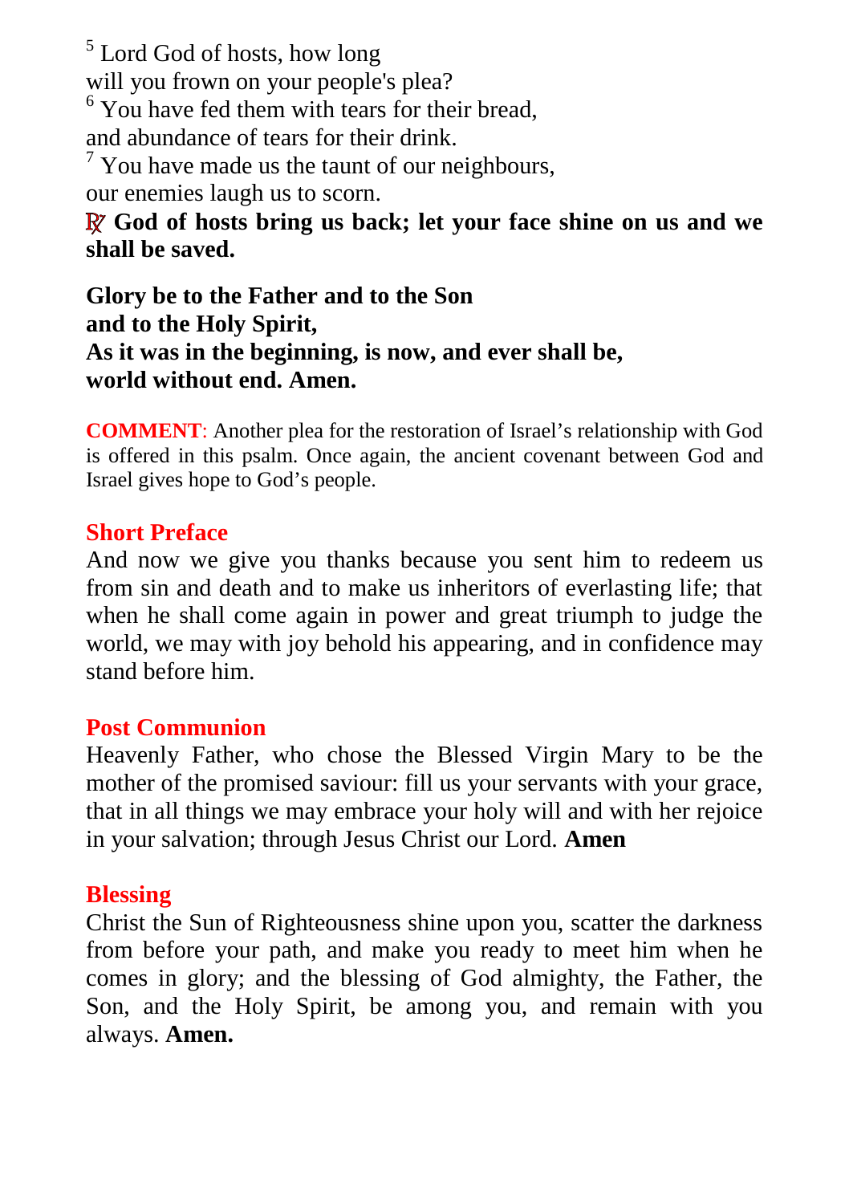[5] Lord God of hosts, how long
will you frown on your people's plea?
[6] You have fed them with tears for their bread,
and abundance of tears for their drink.
[7] You have made us the taunt of our neighbours,
our enemies laugh us to scorn.

℟ **God of hosts bring us back; let your face shine on us and we shall be saved.**

**Glory be to the Father and to the Son**
**and to the Holy Spirit,**
**As it was in the beginning, is now, and ever shall be,**
**world without end. Amen.**

**COMMENT**: Another plea for the restoration of Israel's relationship with God is offered in this psalm. Once again, the ancient covenant between God and Israel gives hope to God's people.

## Short Preface

And now we give you thanks because you sent him to redeem us from sin and death and to make us inheritors of everlasting life; that when he shall come again in power and great triumph to judge the world, we may with joy behold his appearing, and in confidence may stand before him.

## Post Communion

Heavenly Father, who chose the Blessed Virgin Mary to be the mother of the promised saviour: fill us your servants with your grace, that in all things we may embrace your holy will and with her rejoice in your salvation; through Jesus Christ our Lord. **Amen**

## Blessing

Christ the Sun of Righteousness shine upon you, scatter the darkness from before your path, and make you ready to meet him when he comes in glory; and the blessing of God almighty, the Father, the Son, and the Holy Spirit, be among you, and remain with you always. **Amen.**